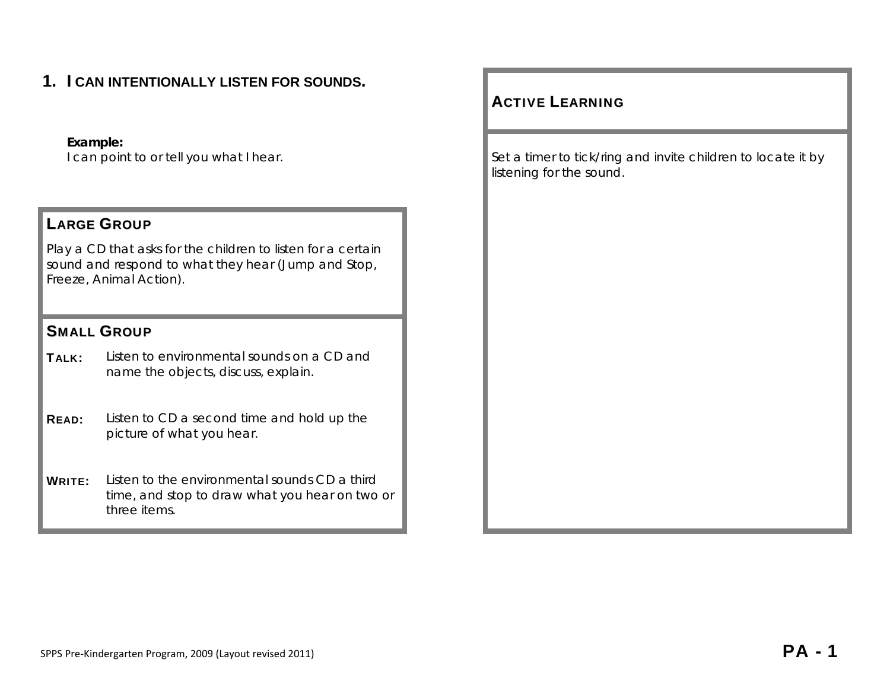## 1. I CAN INTENTIONALLY LISTEN FOR SOUNDS.

**Example:**
I can point to or tell you what I hear.

### LARGE GROUP

Play a CD that asks for the children to listen for a certain sound and respond to what they hear (Jump and Stop, Freeze, Animal Action).

### SMALL GROUP

**TALK:** Listen to environmental sounds on a CD and name the objects, discuss, explain.

**READ:** Listen to CD a second time and hold up the picture of what you hear.

**WRITE:** Listen to the environmental sounds CD a third time, and stop to draw what you hear on two or three items.

### ACTIVE LEARNING

Set a timer to tick/ring and invite children to locate it by listening for the sound.

SPPS Pre-Kindergarten Program, 2009 (Layout revised 2011)

PA - 1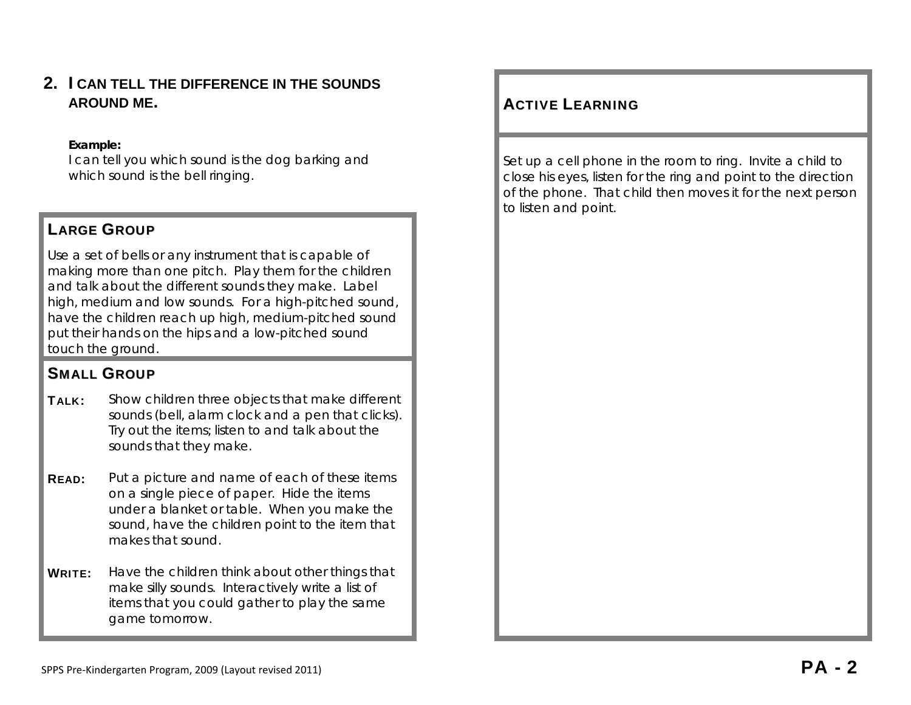## 2. I CAN TELL THE DIFFERENCE IN THE SOUNDS AROUND ME.

**Example:**
I can tell you which sound is the dog barking and which sound is the bell ringing.

### LARGE GROUP

Use a set of bells or any instrument that is capable of making more than one pitch. Play them for the children and talk about the different sounds they make. Label high, medium and low sounds. For a high-pitched sound, have the children reach up high, medium-pitched sound put their hands on the hips and a low-pitched sound touch the ground.

### SMALL GROUP

**TALK:** Show children three objects that make different sounds (bell, alarm clock and a pen that clicks). Try out the items; listen to and talk about the sounds that they make.

**READ:** Put a picture and name of each of these items on a single piece of paper. Hide the items under a blanket or table. When you make the sound, have the children point to the item that makes that sound.

**WRITE:** Have the children think about other things that make silly sounds. Interactively write a list of items that you could gather to play the same game tomorrow.

### ACTIVE LEARNING

Set up a cell phone in the room to ring. Invite a child to close his eyes, listen for the ring and point to the direction of the phone. That child then moves it for the next person to listen and point.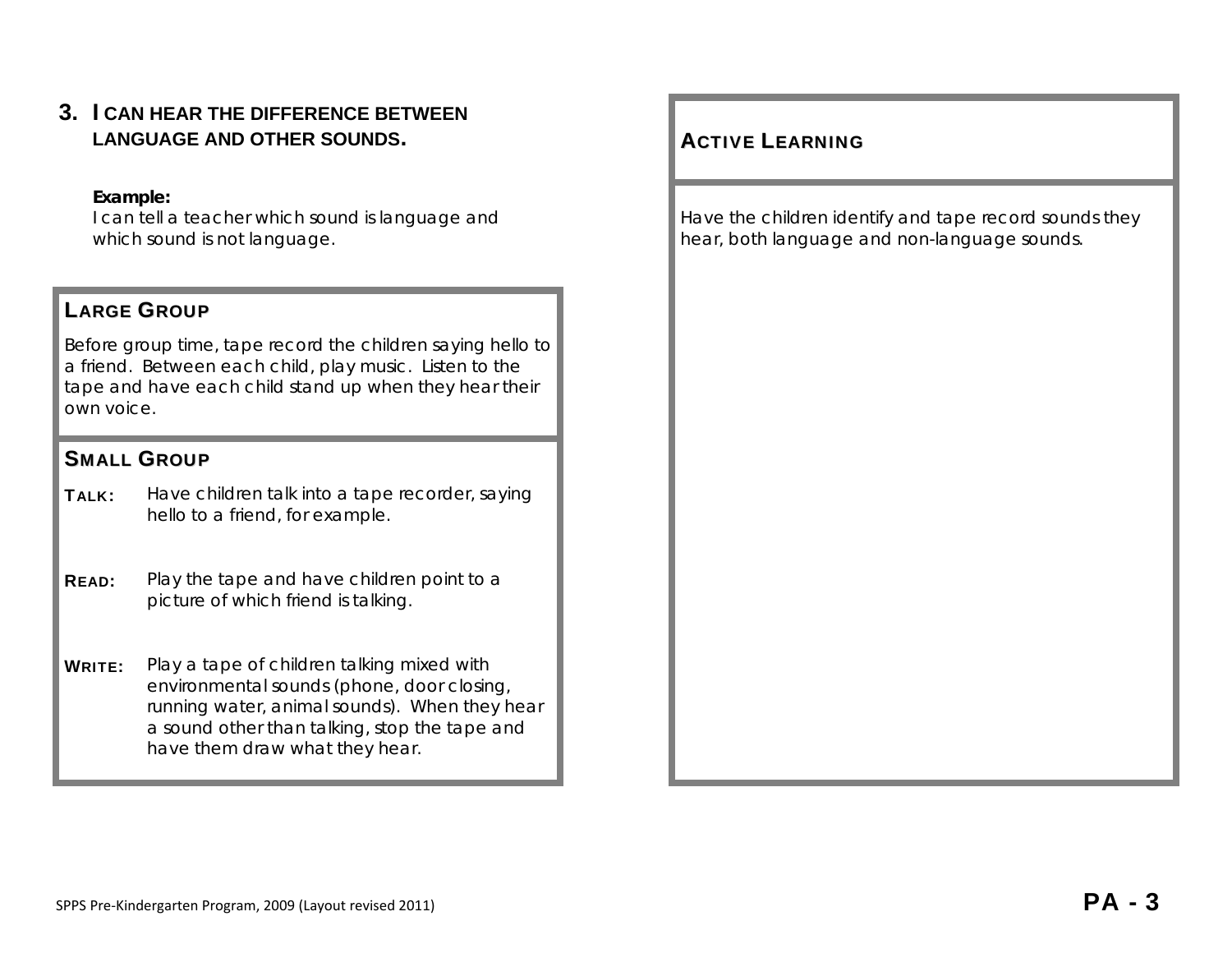## 3. I CAN HEAR THE DIFFERENCE BETWEEN LANGUAGE AND OTHER SOUNDS.

**Example:**
I can tell a teacher which sound is language and which sound is not language.

### LARGE GROUP

Before group time, tape record the children saying hello to a friend. Between each child, play music. Listen to the tape and have each child stand up when they hear their own voice.

### SMALL GROUP

**TALK:** Have children talk into a tape recorder, saying hello to a friend, for example.

**READ:** Play the tape and have children point to a picture of which friend is talking.

**WRITE:** Play a tape of children talking mixed with environmental sounds (phone, door closing, running water, animal sounds). When they hear a sound other than talking, stop the tape and have them draw what they hear.

### ACTIVE LEARNING

Have the children identify and tape record sounds they hear, both language and non-language sounds.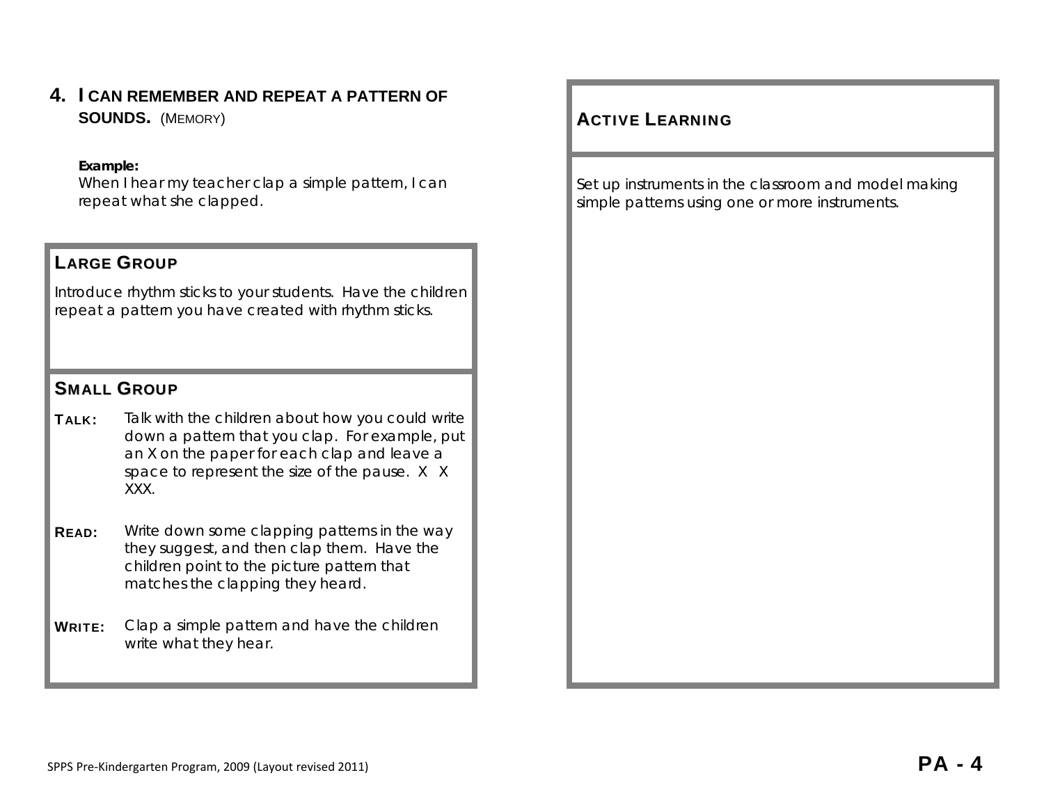## 4. I CAN REMEMBER AND REPEAT A PATTERN OF SOUNDS. (MEMORY)

**Example:**
When I hear my teacher clap a simple pattern, I can repeat what she clapped.

### LARGE GROUP

Introduce rhythm sticks to your students. Have the children repeat a pattern you have created with rhythm sticks.

### SMALL GROUP

**TALK:** Talk with the children about how you could write down a pattern that you clap. For example, put an X on the paper for each clap and leave a space to represent the size of the pause. X X XXX.

**READ:** Write down some clapping patterns in the way they suggest, and then clap them. Have the children point to the picture pattern that matches the clapping they heard.

**WRITE:** Clap a simple pattern and have the children write what they hear.

### ACTIVE LEARNING

Set up instruments in the classroom and model making simple patterns using one or more instruments.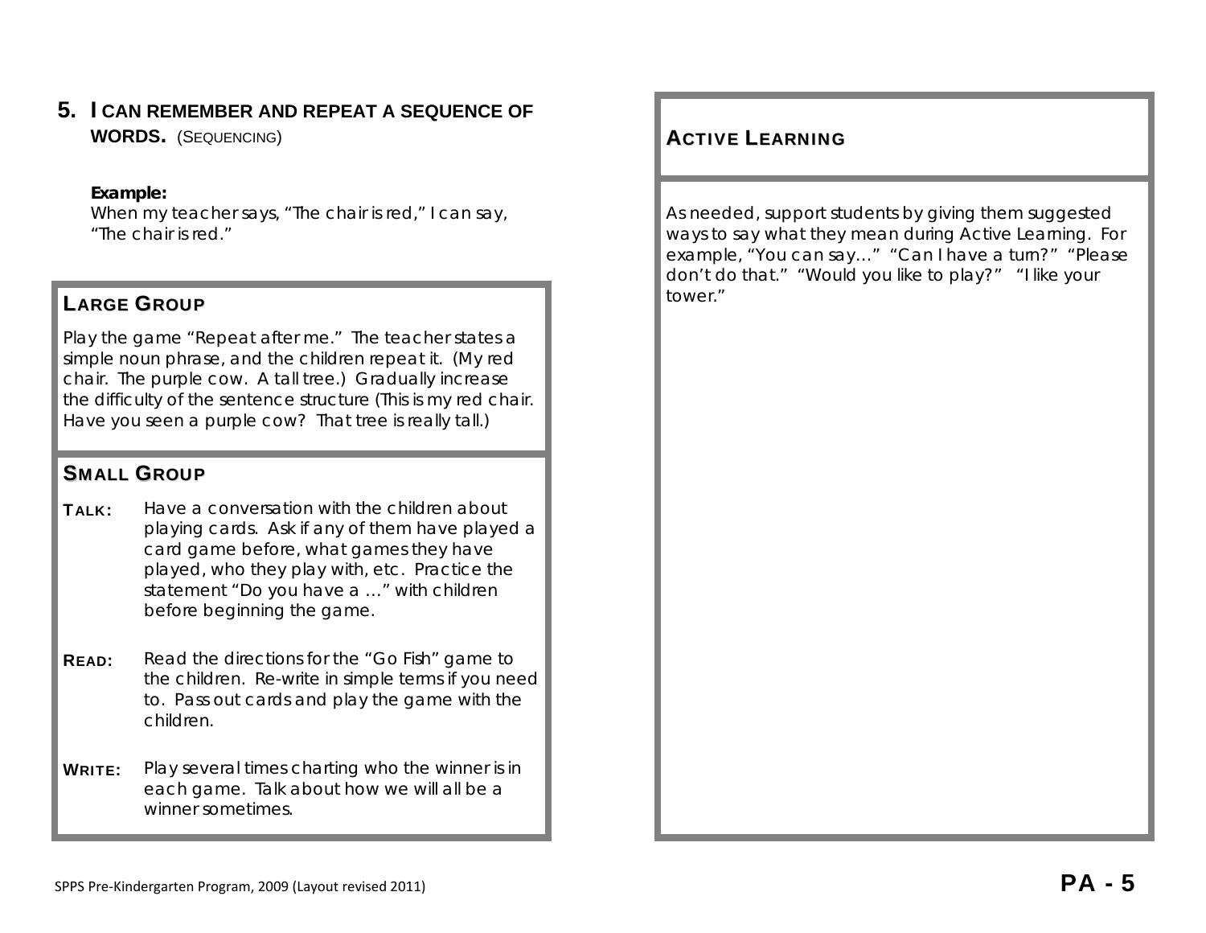## 5. I CAN REMEMBER AND REPEAT A SEQUENCE OF WORDS. (SEQUENCING)

**Example:**

When my teacher says, "The chair is red," I can say, "The chair is red."

### LARGE GROUP

Play the game "Repeat after me." The teacher states a simple noun phrase, and the children repeat it. (My red chair. The purple cow. A tall tree.) Gradually increase the difficulty of the sentence structure (This is my red chair. Have you seen a purple cow? That tree is really tall.)

### SMALL GROUP

**TALK:** Have a conversation with the children about playing cards. Ask if any of them have played a card game before, what games they have played, who they play with, etc. Practice the statement "Do you have a …" with children before beginning the game.

**READ:** Read the directions for the "Go Fish" game to the children. Re-write in simple terms if you need to. Pass out cards and play the game with the children.

**WRITE:** Play several times charting who the winner is in each game. Talk about how we will all be a winner sometimes.

### ACTIVE LEARNING

As needed, support students by giving them suggested ways to say what they mean during Active Learning. For example, "You can say…" "Can I have a turn?" "Please don't do that." "Would you like to play?" "I like your tower."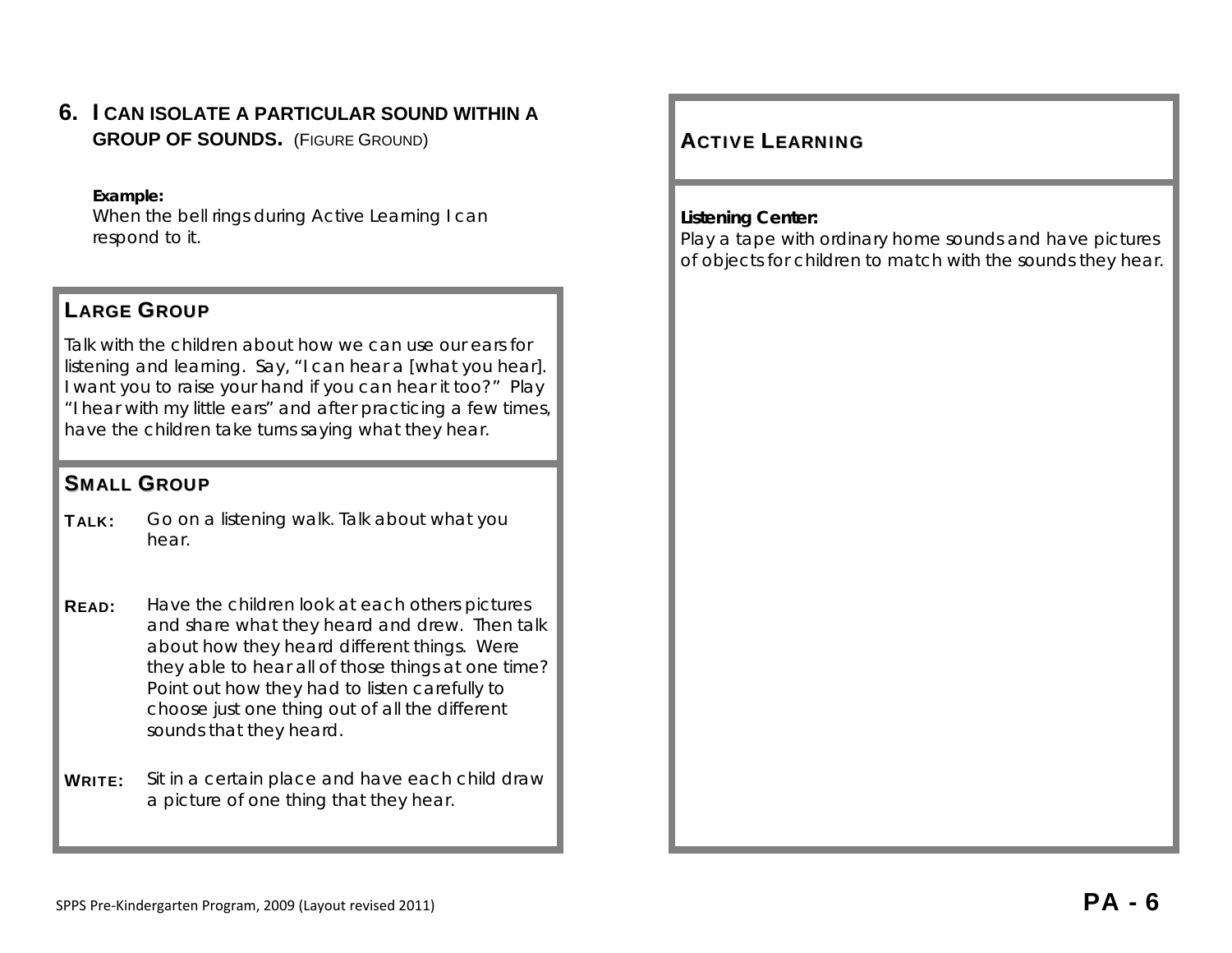## 6. I CAN ISOLATE A PARTICULAR SOUND WITHIN A GROUP OF SOUNDS. (FIGURE GROUND)

**Example:**
When the bell rings during Active Learning I can respond to it.

### LARGE GROUP

Talk with the children about how we can use our ears for listening and learning. Say, "I can hear a [what you hear]. I want you to raise your hand if you can hear it too?" Play "I hear with my little ears" and after practicing a few times, have the children take turns saying what they hear.

### SMALL GROUP

**TALK:** Go on a listening walk. Talk about what you hear.

**READ:** Have the children look at each others pictures and share what they heard and drew. Then talk about how they heard different things. Were they able to hear all of those things at one time? Point out how they had to listen carefully to choose just one thing out of all the different sounds that they heard.

**WRITE:** Sit in a certain place and have each child draw a picture of one thing that they hear.

### ACTIVE LEARNING

**Listening Center:**
Play a tape with ordinary home sounds and have pictures of objects for children to match with the sounds they hear.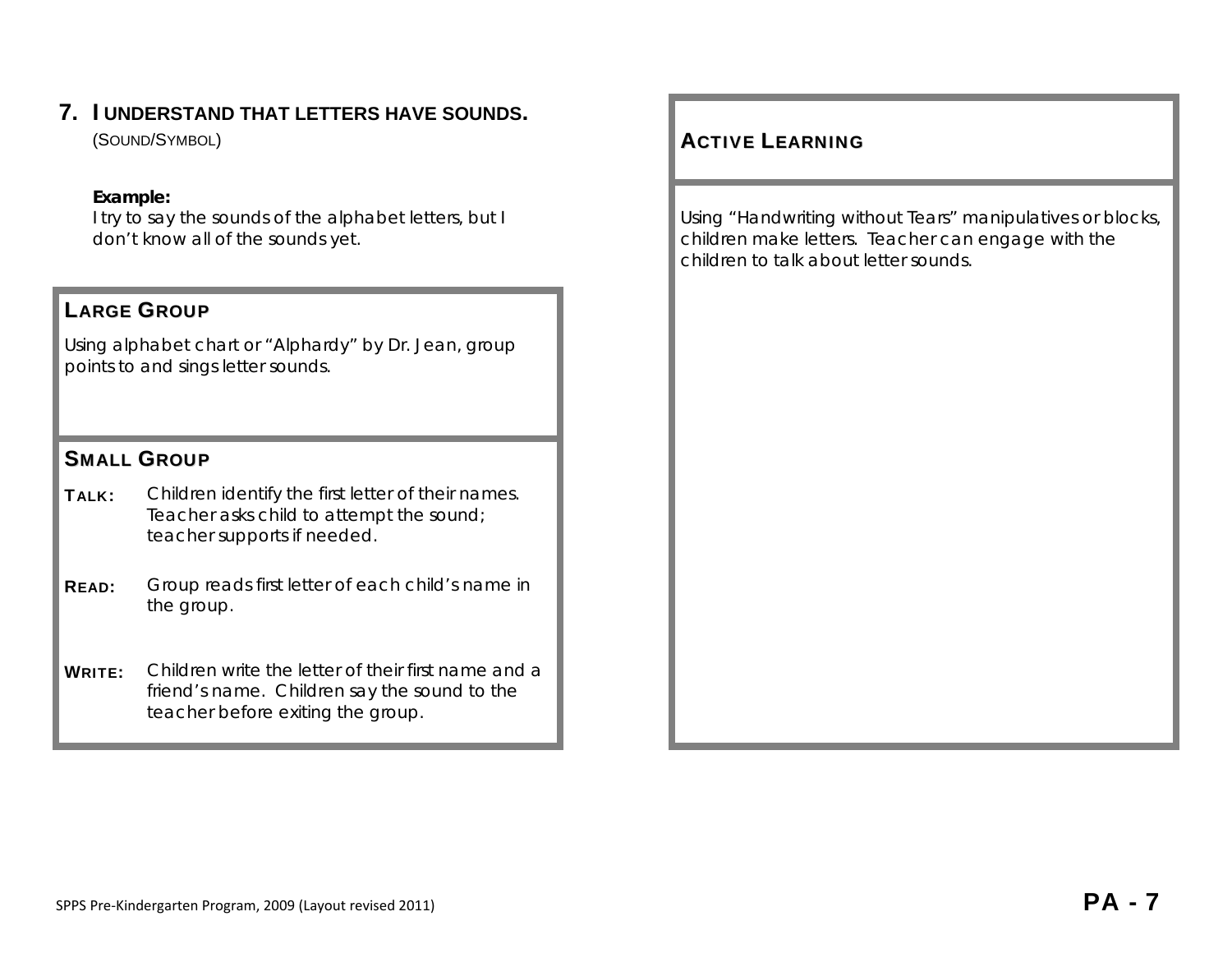## 7. I UNDERSTAND THAT LETTERS HAVE SOUNDS.

(SOUND/SYMBOL)

**Example:**
*I try to say the sounds of the alphabet letters, but I don't know all of the sounds yet.*

### LARGE GROUP

*Using alphabet chart or "Alphardy" by Dr. Jean, group points to and sings letter sounds.*

### SMALL GROUP

**TALK:** *Children identify the first letter of their names. Teacher asks child to attempt the sound; teacher supports if needed.*

**READ:** *Group reads first letter of each child's name in the group.*

**WRITE:** *Children write the letter of their first name and a friend's name. Children say the sound to the teacher before exiting the group.*

### ACTIVE LEARNING

*Using "Handwriting without Tears" manipulatives or blocks, children make letters. Teacher can engage with the children to talk about letter sounds.*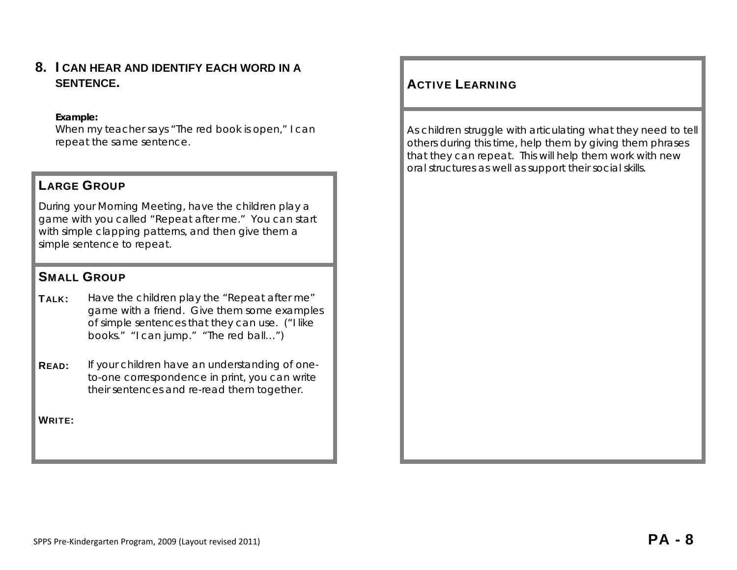## 8. I CAN HEAR AND IDENTIFY EACH WORD IN A SENTENCE.

**Example:**
When my teacher says "The red book is open," I can repeat the same sentence.

### LARGE GROUP

During your Morning Meeting, have the children play a game with you called "Repeat after me." You can start with simple clapping patterns, and then give them a simple sentence to repeat.

### SMALL GROUP

**TALK:** Have the children play the "Repeat after me" game with a friend. Give them some examples of simple sentences that they can use. ("I like books." "I can jump." "The red ball…")

**READ:** If your children have an understanding of one-to-one correspondence in print, you can write their sentences and re-read them together.

**WRITE:**

### ACTIVE LEARNING

As children struggle with articulating what they need to tell others during this time, help them by giving them phrases that they can repeat. This will help them work with new oral structures as well as support their social skills.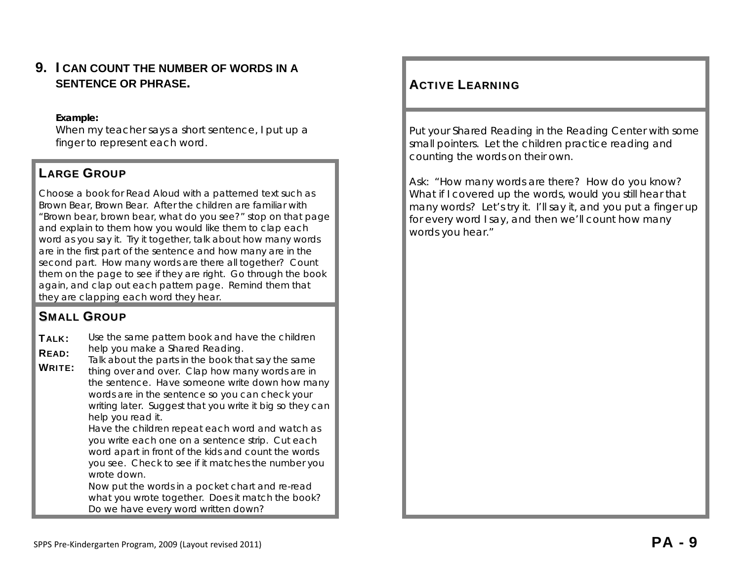## 9. I CAN COUNT THE NUMBER OF WORDS IN A SENTENCE OR PHRASE.

**Example:**
When my teacher says a short sentence, I put up a finger to represent each word.

### LARGE GROUP

Choose a book for Read Aloud with a patterned text such as Brown Bear, Brown Bear. After the children are familiar with "Brown bear, brown bear, what do you see?" stop on that page and explain to them how you would like them to clap each word as you say it. Try it together, talk about how many words are in the first part of the sentence and how many are in the second part. How many words are there all together? Count them on the page to see if they are right. Go through the book again, and clap out each pattern page. Remind them that they are clapping each word they hear.

### SMALL GROUP

**TALK:** Use the same pattern book and have the children help you make a Shared Reading.

**READ:** Talk about the parts in the book that say the same thing over and over. Clap how many words are in the sentence. Have someone write down how many words are in the sentence so you can check your writing later. Suggest that you write it big so they can help you read it.

**WRITE:** Have the children repeat each word and watch as you write each one on a sentence strip. Cut each word apart in front of the kids and count the words you see. Check to see if it matches the number you wrote down.

Now put the words in a pocket chart and re-read what you wrote together. Does it match the book? Do we have every word written down?

### ACTIVE LEARNING

Put your Shared Reading in the Reading Center with some small pointers. Let the children practice reading and counting the words on their own.

Ask: "How many words are there? How do you know? What if I covered up the words, would you still hear that many words? Let's try it. I'll say it, and you put a finger up for every word I say, and then we'll count how many words you hear."

SPPS Pre-Kindergarten Program, 2009 (Layout revised 2011)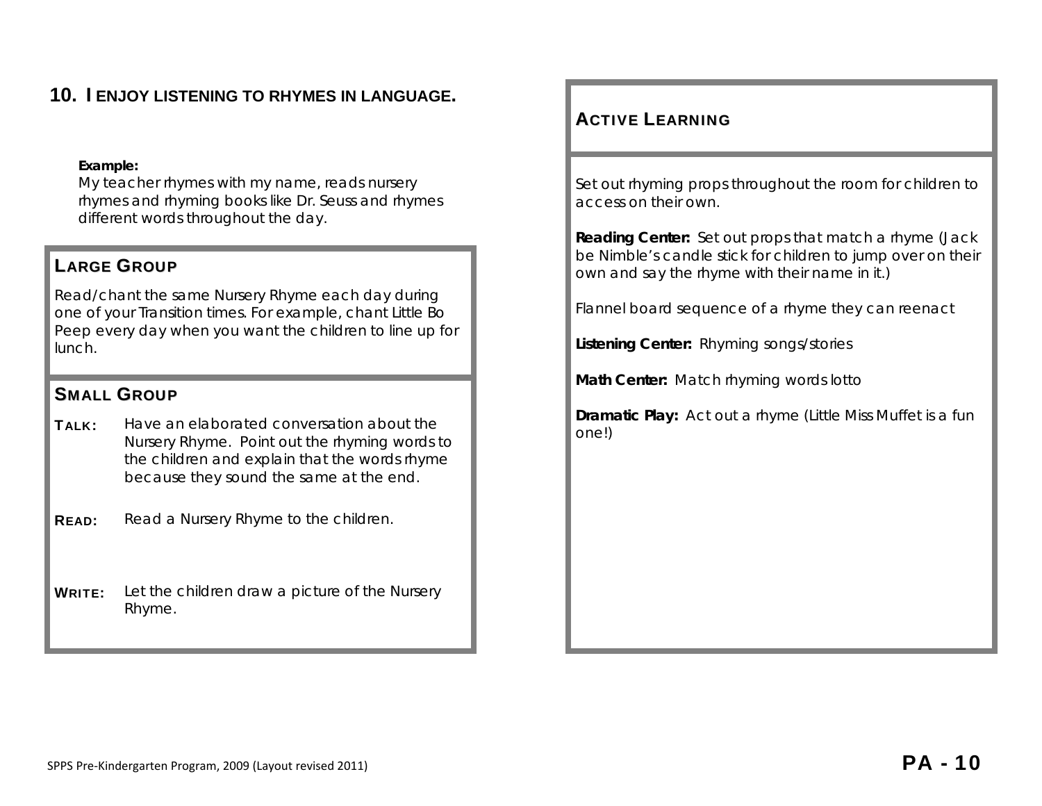## 10. I ENJOY LISTENING TO RHYMES IN LANGUAGE.

**Example:**
My teacher rhymes with my name, reads nursery rhymes and rhyming books like Dr. Seuss and rhymes different words throughout the day.

### LARGE GROUP

Read/chant the same Nursery Rhyme each day during one of your Transition times. For example, chant Little Bo Peep every day when you want the children to line up for lunch.

### SMALL GROUP

**TALK:** Have an elaborated conversation about the Nursery Rhyme. Point out the rhyming words to the children and explain that the words rhyme because they sound the same at the end.

**READ:** Read a Nursery Rhyme to the children.

**WRITE:** Let the children draw a picture of the Nursery Rhyme.

### ACTIVE LEARNING

Set out rhyming props throughout the room for children to access on their own.

**Reading Center:** Set out props that match a rhyme (Jack be Nimble's candle stick for children to jump over on their own and say the rhyme with their name in it.)

Flannel board sequence of a rhyme they can reenact

**Listening Center:** Rhyming songs/stories

**Math Center:** Match rhyming words lotto

**Dramatic Play:** Act out a rhyme (Little Miss Muffet is a fun one!)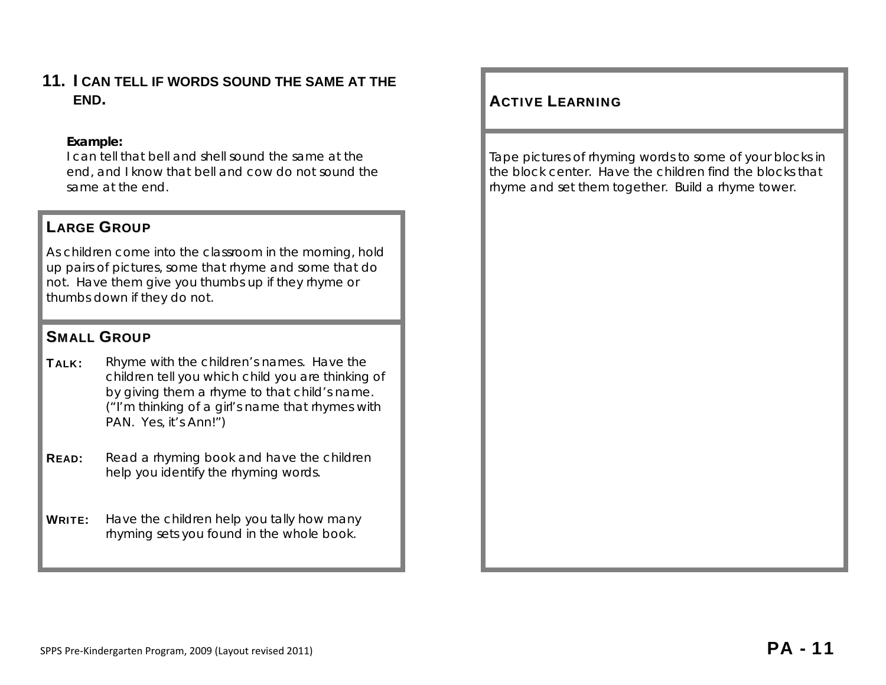## 11. I CAN TELL IF WORDS SOUND THE SAME AT THE END.

**Example:**
I can tell that bell and shell sound the same at the end, and I know that bell and cow do not sound the same at the end.

### LARGE GROUP

As children come into the classroom in the morning, hold up pairs of pictures, some that rhyme and some that do not. Have them give you thumbs up if they rhyme or thumbs down if they do not.

### SMALL GROUP

**TALK:** Rhyme with the children's names. Have the children tell you which child you are thinking of by giving them a rhyme to that child's name. ("I'm thinking of a girl's name that rhymes with PAN. Yes, it's Ann!")

**READ:** Read a rhyming book and have the children help you identify the rhyming words.

**WRITE:** Have the children help you tally how many rhyming sets you found in the whole book.

### ACTIVE LEARNING

Tape pictures of rhyming words to some of your blocks in the block center. Have the children find the blocks that rhyme and set them together. Build a rhyme tower.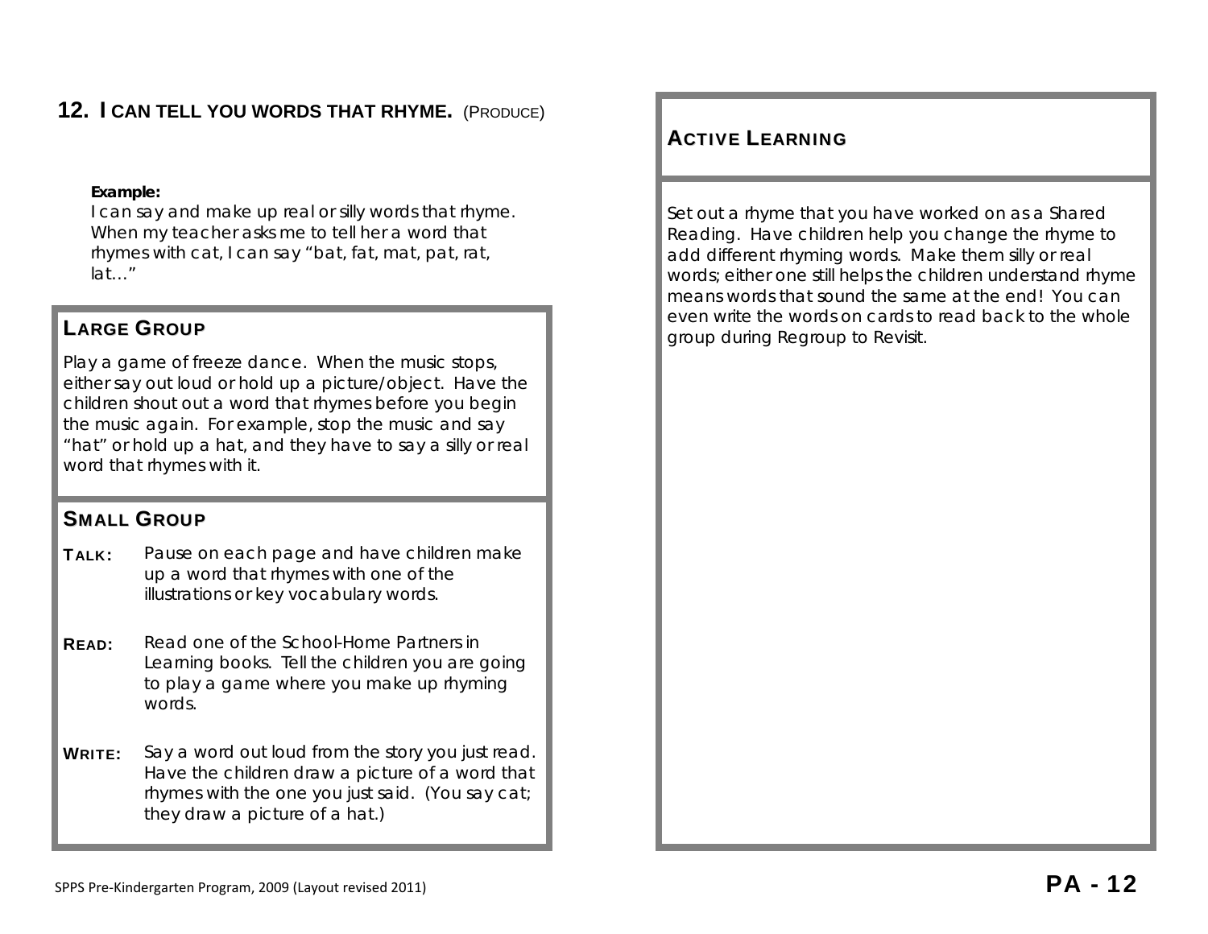## 12. I CAN TELL YOU WORDS THAT RHYME. (PRODUCE)

**Example:**
I can say and make up real or silly words that rhyme. When my teacher asks me to tell her a word that rhymes with cat, I can say "bat, fat, mat, pat, rat, lat…"

### LARGE GROUP

Play a game of freeze dance. When the music stops, either say out loud or hold up a picture/object. Have the children shout out a word that rhymes before you begin the music again. For example, stop the music and say "hat" or hold up a hat, and they have to say a silly or real word that rhymes with it.

### SMALL GROUP

**TALK:** Pause on each page and have children make up a word that rhymes with one of the illustrations or key vocabulary words.

**READ:** Read one of the School-Home Partners in Learning books. Tell the children you are going to play a game where you make up rhyming words.

**WRITE:** Say a word out loud from the story you just read. Have the children draw a picture of a word that rhymes with the one you just said. (You say cat; they draw a picture of a hat.)

### ACTIVE LEARNING

Set out a rhyme that you have worked on as a Shared Reading. Have children help you change the rhyme to add different rhyming words. Make them silly or real words; either one still helps the children understand rhyme means words that sound the same at the end! You can even write the words on cards to read back to the whole group during Regroup to Revisit.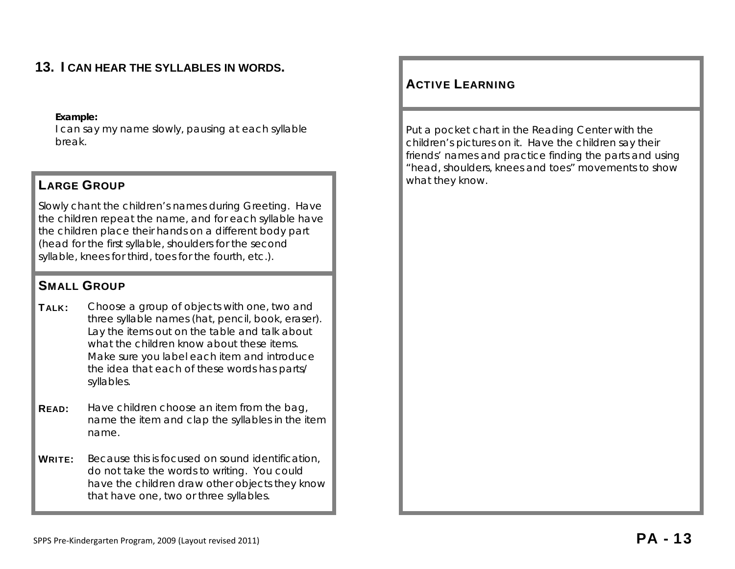## 13. I CAN HEAR THE SYLLABLES IN WORDS.

**Example:**
I can say my name slowly, pausing at each syllable break.

### LARGE GROUP

Slowly chant the children's names during Greeting. Have the children repeat the name, and for each syllable have the children place their hands on a different body part (head for the first syllable, shoulders for the second syllable, knees for third, toes for the fourth, etc.).

### SMALL GROUP

**TALK:** Choose a group of objects with one, two and three syllable names (hat, pencil, book, eraser). Lay the items out on the table and talk about what the children know about these items. Make sure you label each item and introduce the idea that each of these words has parts/ syllables.

**READ:** Have children choose an item from the bag, name the item and clap the syllables in the item name.

**WRITE:** Because this is focused on sound identification, do not take the words to writing. You could have the children draw other objects they know that have one, two or three syllables.

### ACTIVE LEARNING

Put a pocket chart in the Reading Center with the children's pictures on it. Have the children say their friends' names and practice finding the parts and using "head, shoulders, knees and toes" movements to show what they know.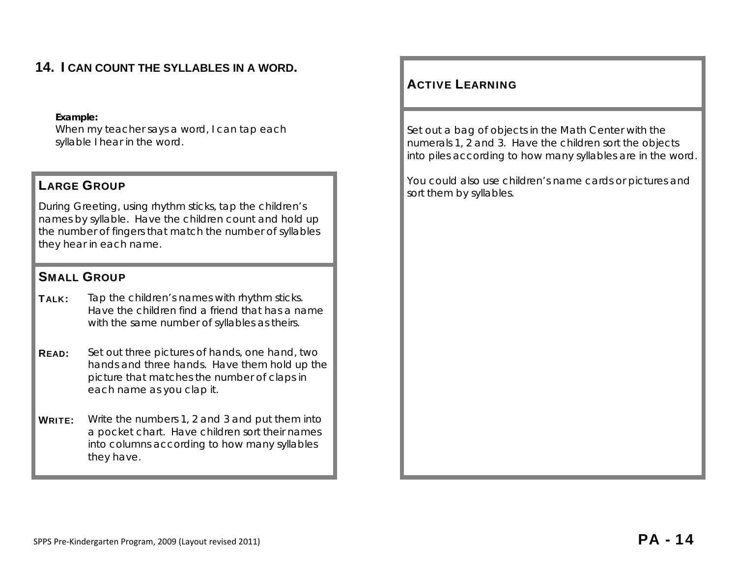## 14. I CAN COUNT THE SYLLABLES IN A WORD.

**Example:**
When my teacher says a word, I can tap each syllable I hear in the word.

### LARGE GROUP

During Greeting, using rhythm sticks, tap the children's names by syllable. Have the children count and hold up the number of fingers that match the number of syllables they hear in each name.

### SMALL GROUP

**TALK:** Tap the children's names with rhythm sticks. Have the children find a friend that has a name with the same number of syllables as theirs.

**READ:** Set out three pictures of hands, one hand, two hands and three hands. Have them hold up the picture that matches the number of claps in each name as you clap it.

**WRITE:** Write the numbers 1, 2 and 3 and put them into a pocket chart. Have children sort their names into columns according to how many syllables they have.

### ACTIVE LEARNING

Set out a bag of objects in the Math Center with the numerals 1, 2 and 3. Have the children sort the objects into piles according to how many syllables are in the word.

You could also use children's name cards or pictures and sort them by syllables.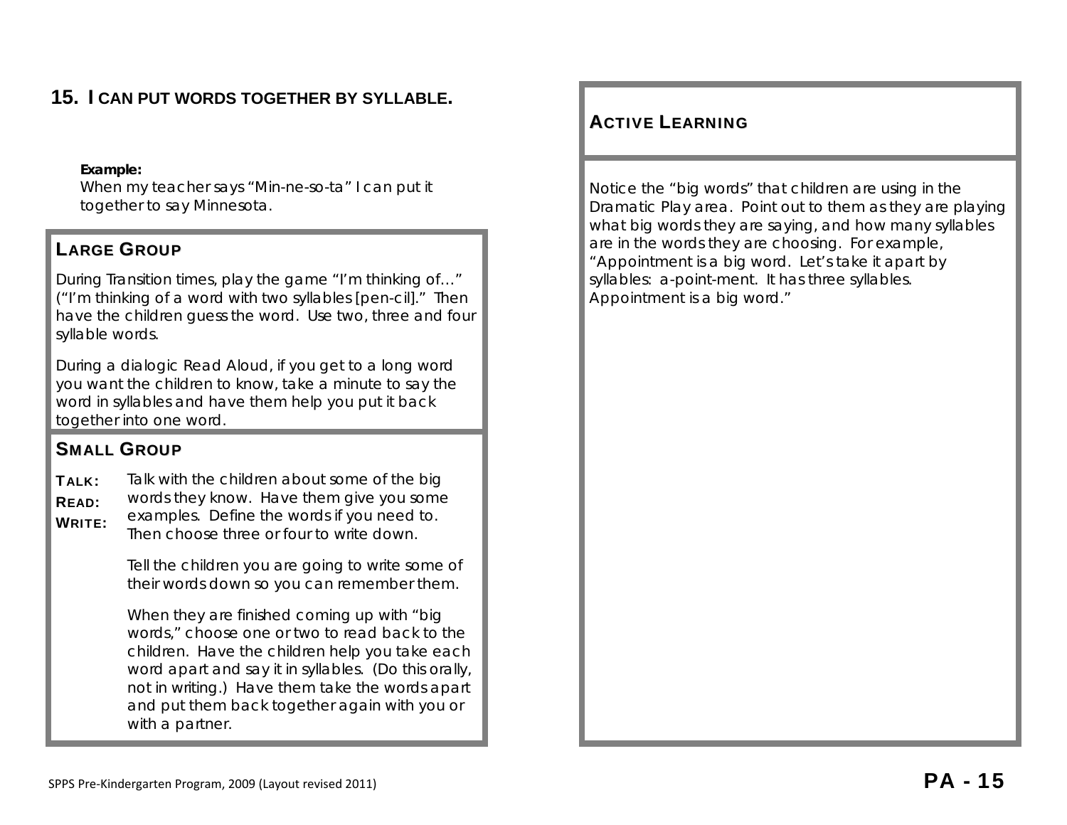## 15. I CAN PUT WORDS TOGETHER BY SYLLABLE.

**Example:**
When my teacher says "Min-ne-so-ta" I can put it together to say Minnesota.

### LARGE GROUP

During Transition times, play the game "I'm thinking of…" ("I'm thinking of a word with two syllables [pen-cil]." Then have the children guess the word. Use two, three and four syllable words.

During a dialogic Read Aloud, if you get to a long word you want the children to know, take a minute to say the word in syllables and have them help you put it back together into one word.

### SMALL GROUP

**TALK:**
**READ:**
**WRITE:**

Talk with the children about some of the big words they know. Have them give you some examples. Define the words if you need to. Then choose three or four to write down.

Tell the children you are going to write some of their words down so you can remember them.

When they are finished coming up with "big words," choose one or two to read back to the children. Have the children help you take each word apart and say it in syllables. (Do this orally, not in writing.) Have them take the words apart and put them back together again with you or with a partner.

### ACTIVE LEARNING

Notice the "big words" that children are using in the Dramatic Play area. Point out to them as they are playing what big words they are saying, and how many syllables are in the words they are choosing. For example, "Appointment is a big word. Let's take it apart by syllables: a-point-ment. It has three syllables. Appointment is a big word."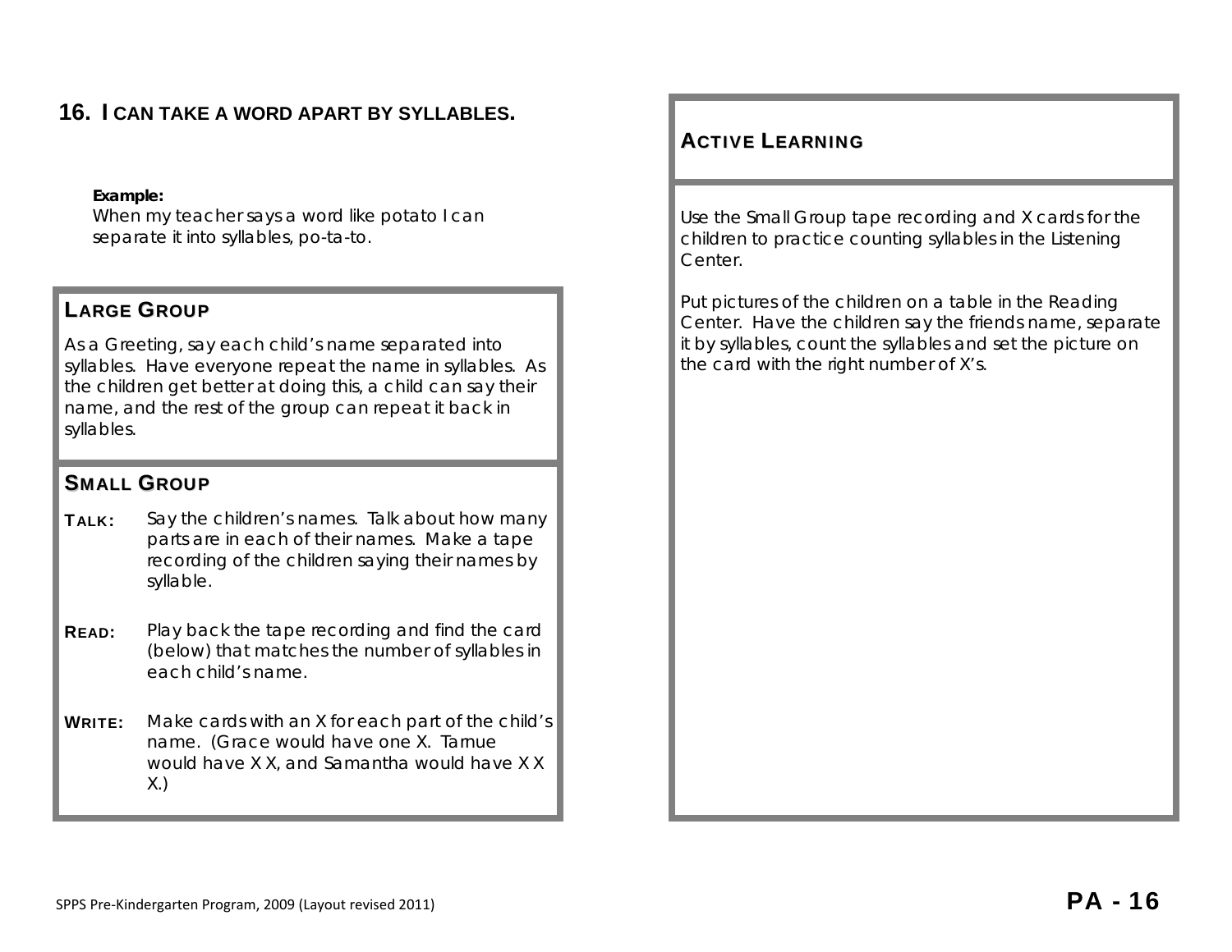## 16. I CAN TAKE A WORD APART BY SYLLABLES.

**Example:**
When my teacher says a word like potato I can separate it into syllables, po-ta-to.

### LARGE GROUP

As a Greeting, say each child's name separated into syllables. Have everyone repeat the name in syllables. As the children get better at doing this, a child can say their name, and the rest of the group can repeat it back in syllables.

### SMALL GROUP

**TALK:** Say the children's names. Talk about how many parts are in each of their names. Make a tape recording of the children saying their names by syllable.

**READ:** Play back the tape recording and find the card (below) that matches the number of syllables in each child's name.

**WRITE:** Make cards with an X for each part of the child's name. (Grace would have one X. Tarnue would have X X, and Samantha would have X X X.)

### ACTIVE LEARNING

Use the Small Group tape recording and X cards for the children to practice counting syllables in the Listening Center.

Put pictures of the children on a table in the Reading Center. Have the children say the friends name, separate it by syllables, count the syllables and set the picture on the card with the right number of X's.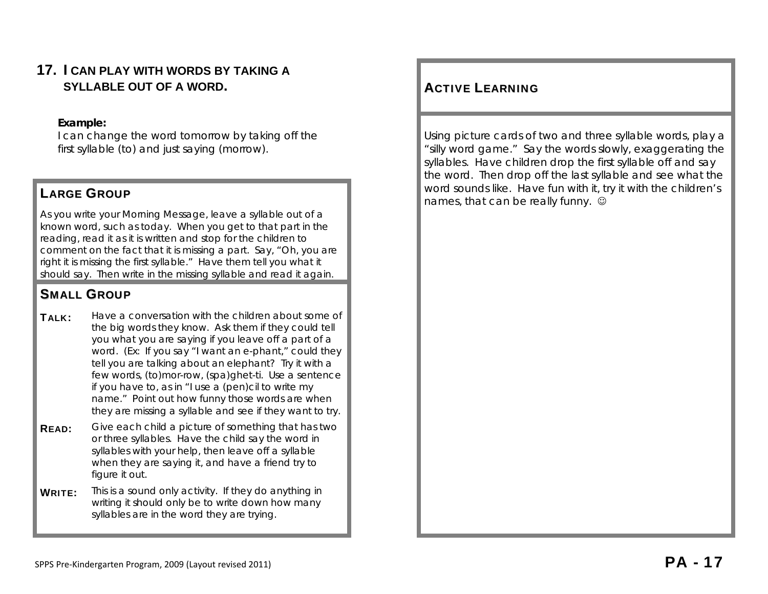## 17. I CAN PLAY WITH WORDS BY TAKING A SYLLABLE OUT OF A WORD.

**Example:**
I can change the word tomorrow by taking off the first syllable (to) and just saying (morrow).

### LARGE GROUP

As you write your Morning Message, leave a syllable out of a known word, such as today. When you get to that part in the reading, read it as it is written and stop for the children to comment on the fact that it is missing a part. Say, "Oh, you are right it is missing the first syllable." Have them tell you what it should say. Then write in the missing syllable and read it again.

### SMALL GROUP

**TALK:** Have a conversation with the children about some of the big words they know. Ask them if they could tell you what you are saying if you leave off a part of a word. (Ex: If you say "I want an e-phant," could they tell you are talking about an elephant? Try it with a few words, (to)mor-row, (spa)ghet-ti. Use a sentence if you have to, as in "I use a (pen)cil to write my name." Point out how funny those words are when they are missing a syllable and see if they want to try.

**READ:** Give each child a picture of something that has two or three syllables. Have the child say the word in syllables with your help, then leave off a syllable when they are saying it, and have a friend try to figure it out.

**WRITE:** This is a sound only activity. If they do anything in writing it should only be to write down how many syllables are in the word they are trying.

### ACTIVE LEARNING

Using picture cards of two and three syllable words, play a "silly word game." Say the words slowly, exaggerating the syllables. Have children drop the first syllable off and say the word. Then drop off the last syllable and see what the word sounds like. Have fun with it, try it with the children's names, that can be really funny. ☺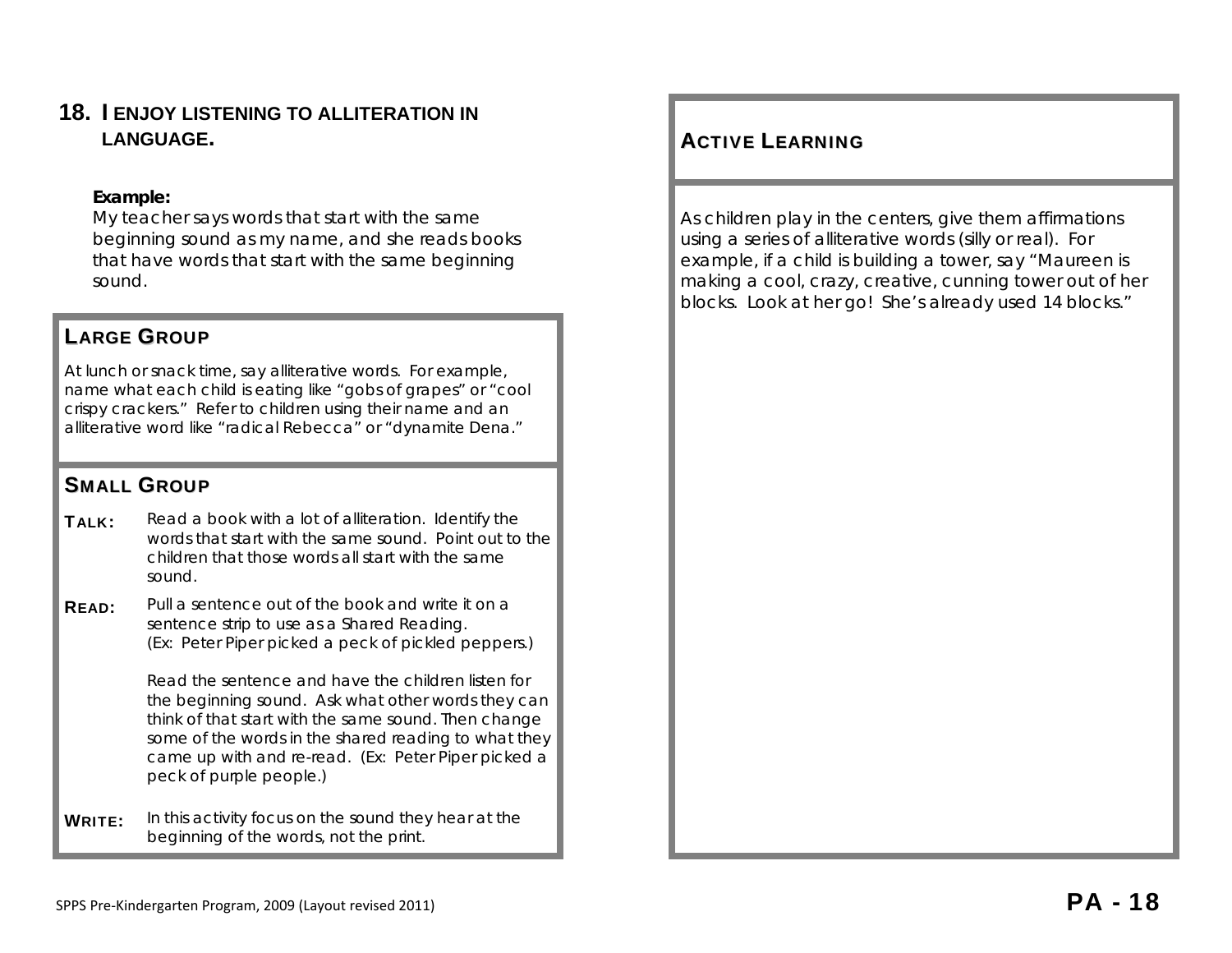## 18. I ENJOY LISTENING TO ALLITERATION IN LANGUAGE.

**Example:**
My teacher says words that start with the same beginning sound as my name, and she reads books that have words that start with the same beginning sound.

### LARGE GROUP

At lunch or snack time, say alliterative words. For example, name what each child is eating like “gobs of grapes” or “cool crispy crackers.” Refer to children using their name and an alliterative word like “radical Rebecca” or “dynamite Dena.”

### SMALL GROUP

**TALK:** Read a book with a lot of alliteration. Identify the words that start with the same sound. Point out to the children that those words all start with the same sound.

**READ:** Pull a sentence out of the book and write it on a sentence strip to use as a Shared Reading. (Ex: Peter Piper picked a peck of pickled peppers.)

Read the sentence and have the children listen for the beginning sound. Ask what other words they can think of that start with the same sound. Then change some of the words in the shared reading to what they came up with and re-read. (Ex: Peter Piper picked a peck of purple people.)

**WRITE:** In this activity focus on the sound they hear at the beginning of the words, not the print.

### ACTIVE LEARNING

As children play in the centers, give them affirmations using a series of alliterative words (silly or real). For example, if a child is building a tower, say “Maureen is making a cool, crazy, creative, cunning tower out of her blocks. Look at her go! She’s already used 14 blocks.”

SPPS Pre-Kindergarten Program, 2009 (Layout revised 2011)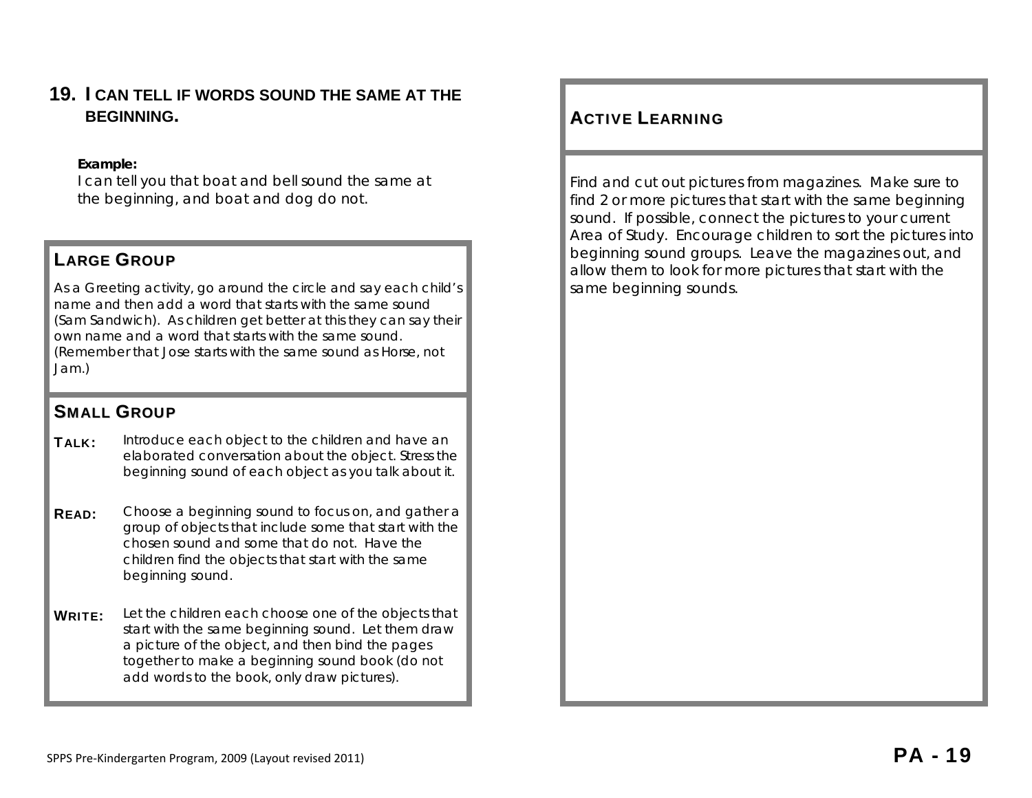## 19. I CAN TELL IF WORDS SOUND THE SAME AT THE BEGINNING.

**Example:**
I can tell you that boat and bell sound the same at the beginning, and boat and dog do not.

### LARGE GROUP

As a Greeting activity, go around the circle and say each child's name and then add a word that starts with the same sound (Sam Sandwich). As children get better at this they can say their own name and a word that starts with the same sound. (Remember that Jose starts with the same sound as Horse, not Jam.)

### SMALL GROUP

**TALK:** Introduce each object to the children and have an elaborated conversation about the object. Stress the beginning sound of each object as you talk about it.

**READ:** Choose a beginning sound to focus on, and gather a group of objects that include some that start with the chosen sound and some that do not. Have the children find the objects that start with the same beginning sound.

**WRITE:** Let the children each choose one of the objects that start with the same beginning sound. Let them draw a picture of the object, and then bind the pages together to make a beginning sound book (do not add words to the book, only draw pictures).

### ACTIVE LEARNING

Find and cut out pictures from magazines. Make sure to find 2 or more pictures that start with the same beginning sound. If possible, connect the pictures to your current Area of Study. Encourage children to sort the pictures into beginning sound groups. Leave the magazines out, and allow them to look for more pictures that start with the same beginning sounds.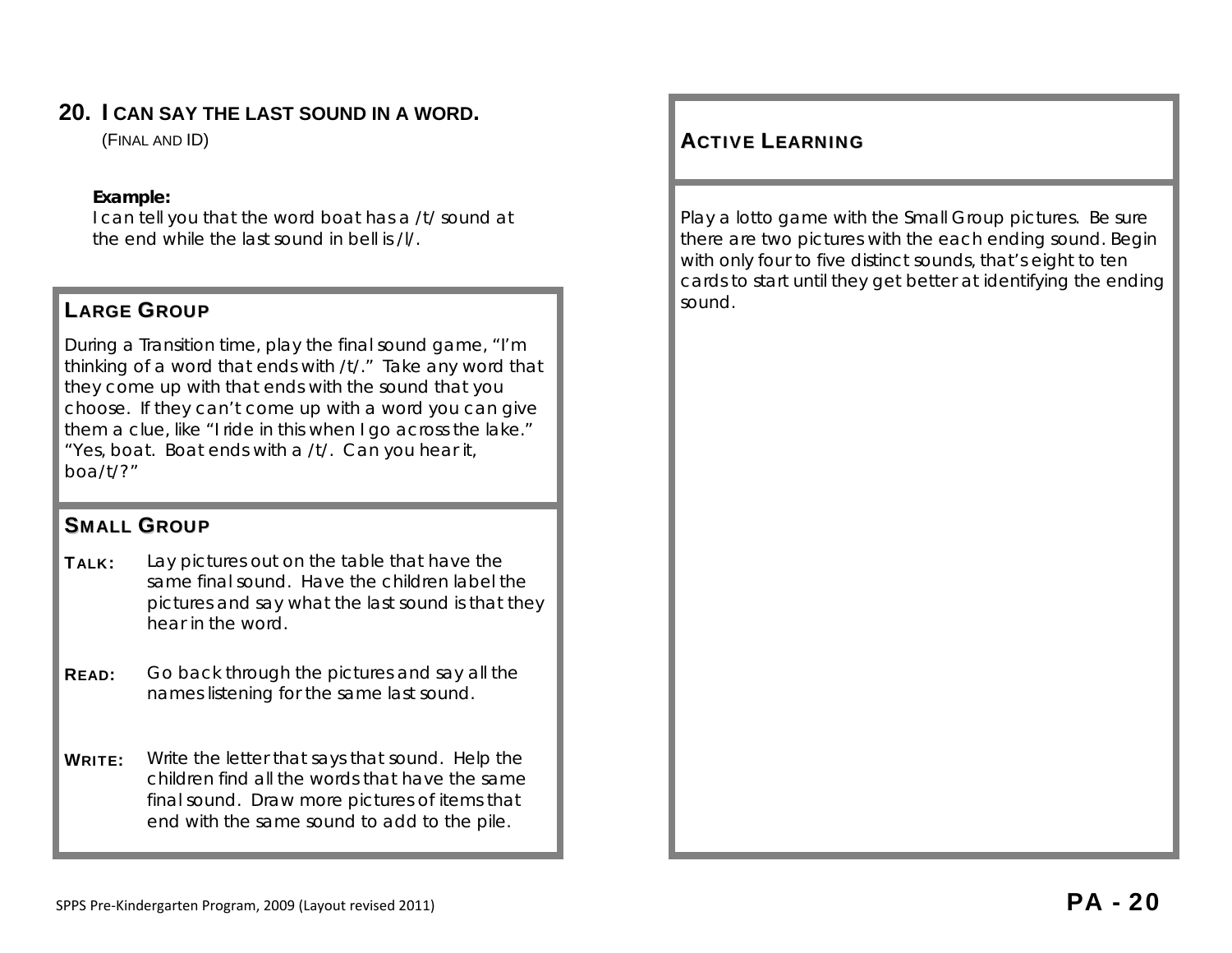## 20. I CAN SAY THE LAST SOUND IN A WORD.

(FINAL AND ID)

**Example:**
I can tell you that the word boat has a /t/ sound at the end while the last sound in bell is /l/.

### LARGE GROUP

During a Transition time, play the final sound game, "I'm thinking of a word that ends with /t/." Take any word that they come up with that ends with the sound that you choose. If they can't come up with a word you can give them a clue, like "I ride in this when I go across the lake." "Yes, boat. Boat ends with a /t/. Can you hear it, boa/t/?"

### SMALL GROUP

**TALK:** Lay pictures out on the table that have the same final sound. Have the children label the pictures and say what the last sound is that they hear in the word.

**READ:** Go back through the pictures and say all the names listening for the same last sound.

**WRITE:** Write the letter that says that sound. Help the children find all the words that have the same final sound. Draw more pictures of items that end with the same sound to add to the pile.

### ACTIVE LEARNING

Play a lotto game with the Small Group pictures. Be sure there are two pictures with the each ending sound. Begin with only four to five distinct sounds, that's eight to ten cards to start until they get better at identifying the ending sound.

SPPS Pre-Kindergarten Program, 2009 (Layout revised 2011)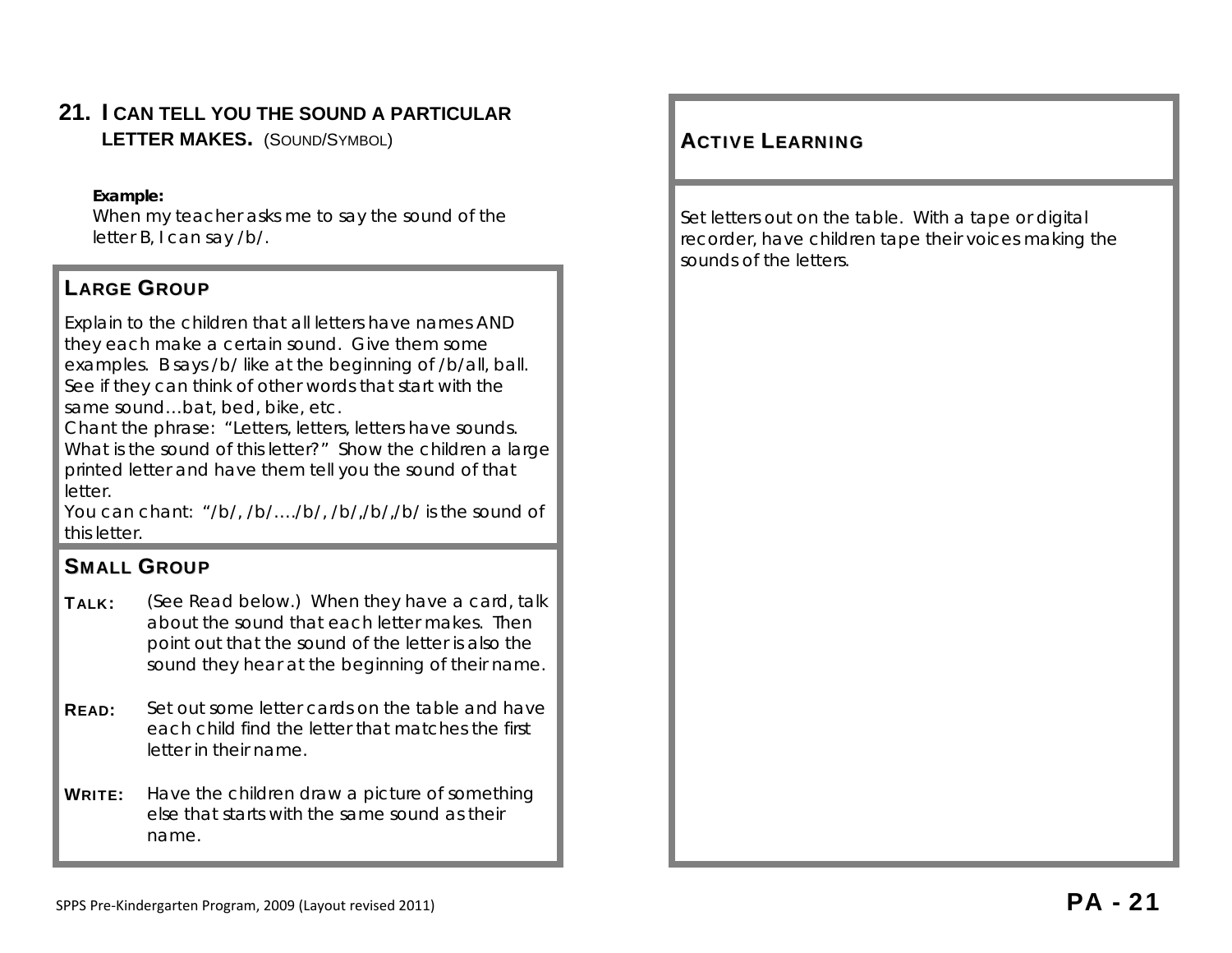## 21. I CAN TELL YOU THE SOUND A PARTICULAR LETTER MAKES. (SOUND/SYMBOL)

**Example:**
When my teacher asks me to say the sound of the letter B, I can say /b/.

### LARGE GROUP

Explain to the children that all letters have names AND they each make a certain sound. Give them some examples. B says /b/ like at the beginning of /b/all, ball. See if they can think of other words that start with the same sound…bat, bed, bike, etc.
Chant the phrase: "Letters, letters, letters have sounds. What is the sound of this letter?" Show the children a large printed letter and have them tell you the sound of that letter.
You can chant: "/b/, /b/…./b/, /b/,/b/,/b/ is the sound of this letter.

### SMALL GROUP

**TALK:** (See Read below.) When they have a card, talk about the sound that each letter makes. Then point out that the sound of the letter is also the sound they hear at the beginning of their name.

**READ:** Set out some letter cards on the table and have each child find the letter that matches the first letter in their name.

**WRITE:** Have the children draw a picture of something else that starts with the same sound as their name.

### ACTIVE LEARNING

Set letters out on the table. With a tape or digital recorder, have children tape their voices making the sounds of the letters.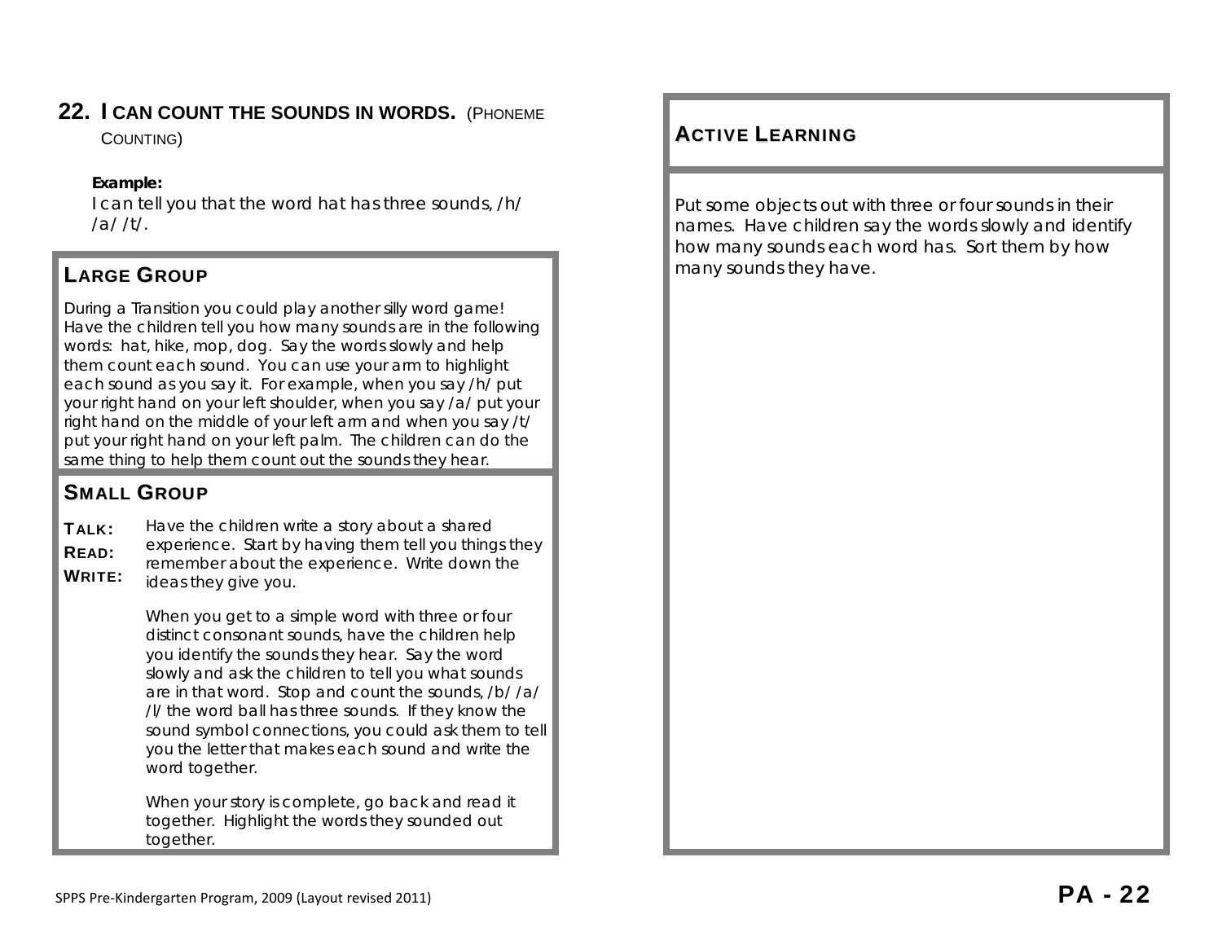## 22. I CAN COUNT THE SOUNDS IN WORDS. (PHONEME COUNTING)

**Example:**
I can tell you that the word hat has three sounds, /h/ /a/ /t/.

### LARGE GROUP

During a Transition you could play another silly word game! Have the children tell you how many sounds are in the following words: hat, hike, mop, dog. Say the words slowly and help them count each sound. You can use your arm to highlight each sound as you say it. For example, when you say /h/ put your right hand on your left shoulder, when you say /a/ put your right hand on the middle of your left arm and when you say /t/ put your right hand on your left palm. The children can do the same thing to help them count out the sounds they hear.

### SMALL GROUP

**TALK:**
**READ:**
**WRITE:**

Have the children write a story about a shared experience. Start by having them tell you things they remember about the experience. Write down the ideas they give you.

When you get to a simple word with three or four distinct consonant sounds, have the children help you identify the sounds they hear. Say the word slowly and ask the children to tell you what sounds are in that word. Stop and count the sounds, /b/ /a/ /l/ the word ball has three sounds. If they know the sound symbol connections, you could ask them to tell you the letter that makes each sound and write the word together.

When your story is complete, go back and read it together. Highlight the words they sounded out together.

### ACTIVE LEARNING

Put some objects out with three or four sounds in their names. Have children say the words slowly and identify how many sounds each word has. Sort them by how many sounds they have.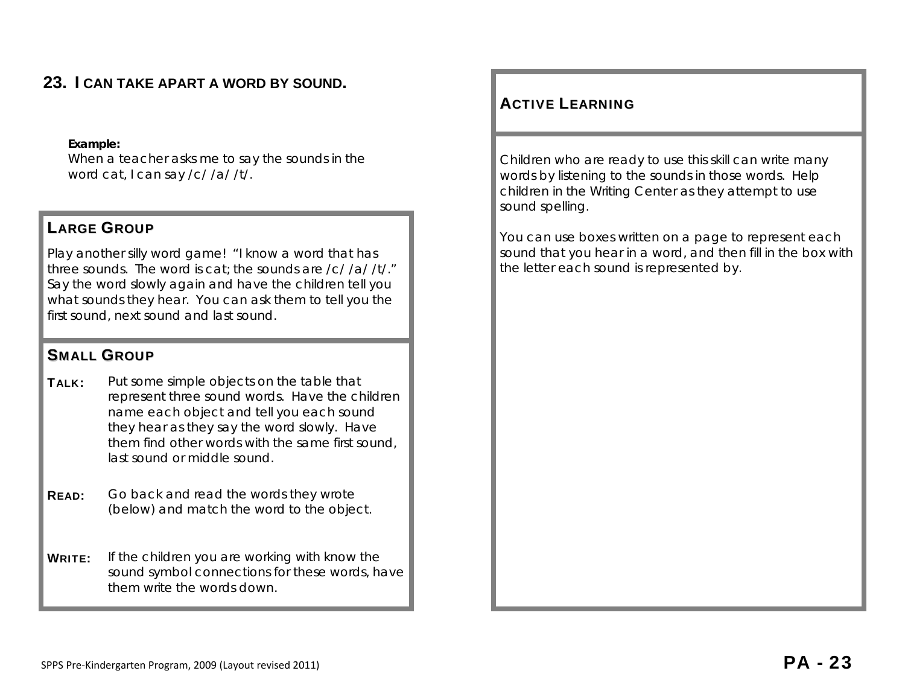## 23. I CAN TAKE APART A WORD BY SOUND.

**Example:**
When a teacher asks me to say the sounds in the word cat, I can say /c/ /a/ /t/.

### LARGE GROUP

Play another silly word game! "I know a word that has three sounds. The word is cat; the sounds are /c/ /a/ /t/." Say the word slowly again and have the children tell you what sounds they hear. You can ask them to tell you the first sound, next sound and last sound.

### SMALL GROUP

**TALK:** Put some simple objects on the table that represent three sound words. Have the children name each object and tell you each sound they hear as they say the word slowly. Have them find other words with the same first sound, last sound or middle sound.

**READ:** Go back and read the words they wrote (below) and match the word to the object.

**WRITE:** If the children you are working with know the sound symbol connections for these words, have them write the words down.

### ACTIVE LEARNING

Children who are ready to use this skill can write many words by listening to the sounds in those words. Help children in the Writing Center as they attempt to use sound spelling.

You can use boxes written on a page to represent each sound that you hear in a word, and then fill in the box with the letter each sound is represented by.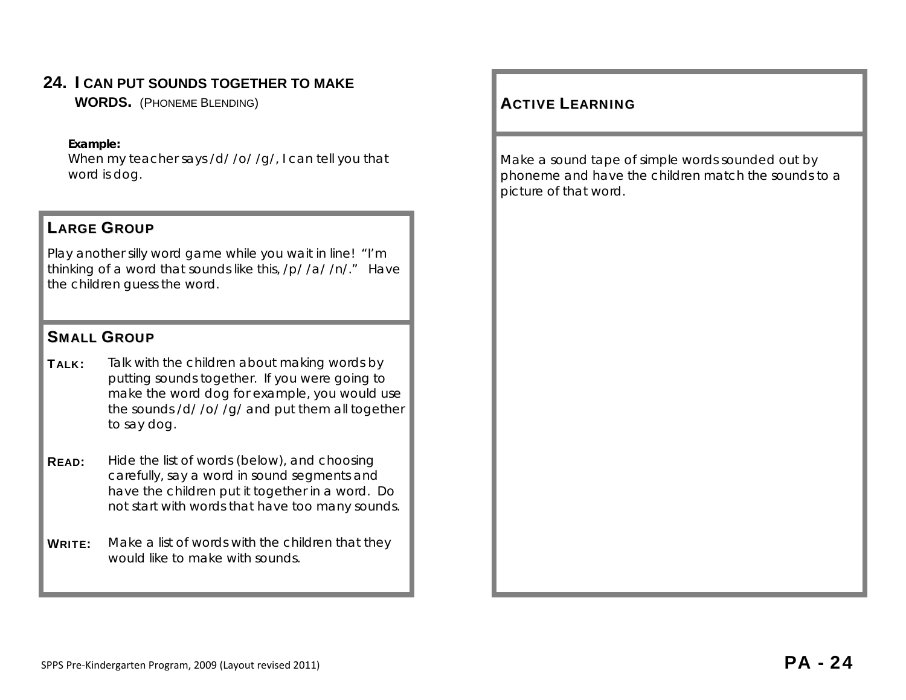## 24. I can put sounds together to make words. (Phoneme Blending)

**Example:**
When my teacher says /d/ /o/ /g/, I can tell you that word is dog.

### Large Group

Play another silly word game while you wait in line! "I'm thinking of a word that sounds like this, /p/ /a/ /n/." Have the children guess the word.

### Small Group

**TALK:** Talk with the children about making words by putting sounds together. If you were going to make the word dog for example, you would use the sounds /d/ /o/ /g/ and put them all together to say dog.

**READ:** Hide the list of words (below), and choosing carefully, say a word in sound segments and have the children put it together in a word. Do not start with words that have too many sounds.

**WRITE:** Make a list of words with the children that they would like to make with sounds.

### Active Learning

Make a sound tape of simple words sounded out by phoneme and have the children match the sounds to a picture of that word.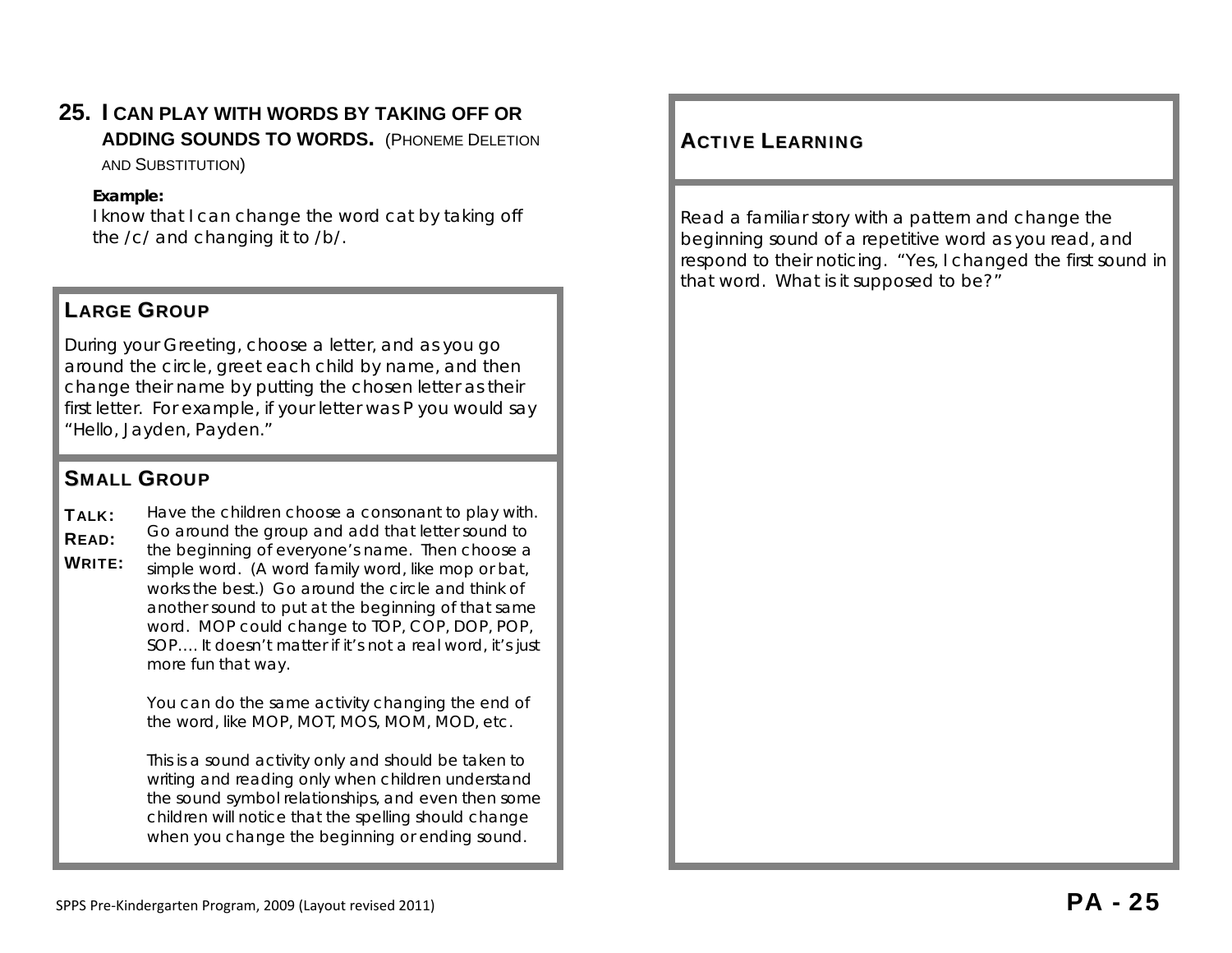## 25. I CAN PLAY WITH WORDS BY TAKING OFF OR ADDING SOUNDS TO WORDS. (PHONEME DELETION AND SUBSTITUTION)

**Example:**
I know that I can change the word cat by taking off the /c/ and changing it to /b/.

### LARGE GROUP

During your Greeting, choose a letter, and as you go around the circle, greet each child by name, and then change their name by putting the chosen letter as their first letter. For example, if your letter was P you would say "Hello, Jayden, Payden."

### SMALL GROUP

**TALK:**
**READ:**
**WRITE:**

Have the children choose a consonant to play with. Go around the group and add that letter sound to the beginning of everyone's name. Then choose a simple word. (A word family word, like mop or bat, works the best.) Go around the circle and think of another sound to put at the beginning of that same word. MOP could change to TOP, COP, DOP, POP, SOP…. It doesn't matter if it's not a real word, it's just more fun that way.

You can do the same activity changing the end of the word, like MOP, MOT, MOS, MOM, MOD, etc.

This is a sound activity only and should be taken to writing and reading only when children understand the sound symbol relationships, and even then some children will notice that the spelling should change when you change the beginning or ending sound.

### ACTIVE LEARNING

Read a familiar story with a pattern and change the beginning sound of a repetitive word as you read, and respond to their noticing. "Yes, I changed the first sound in that word. What is it supposed to be?"

SPPS Pre-Kindergarten Program, 2009 (Layout revised 2011)